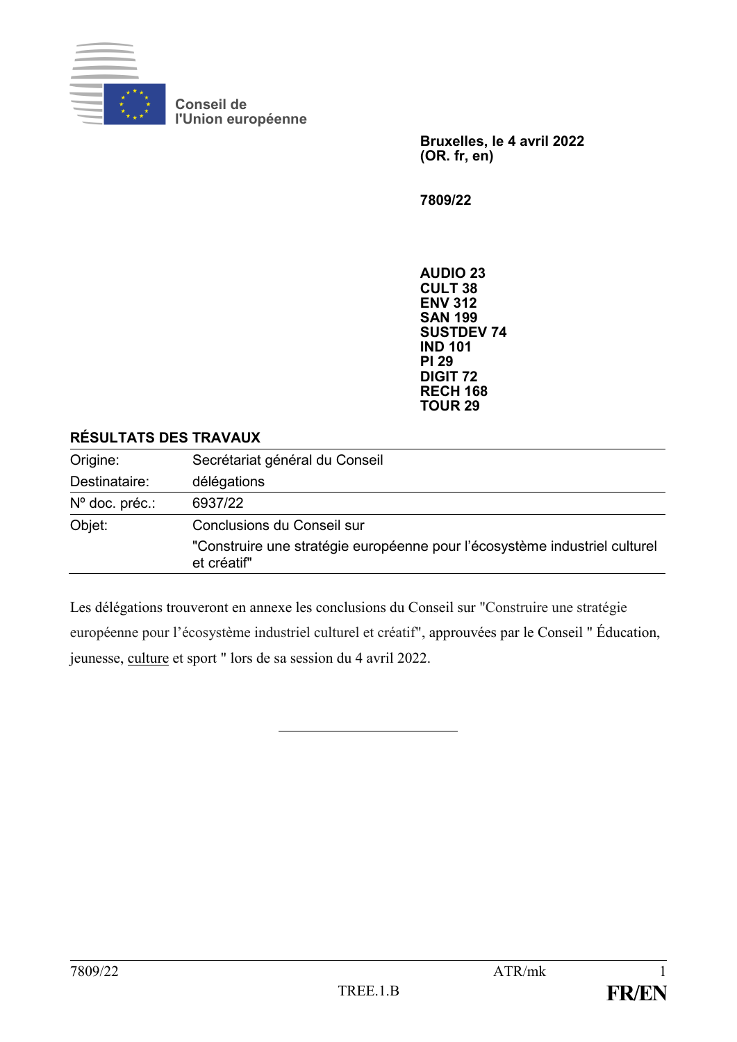Conseil de l'Union européenne

**Bruxelles, le 4 avril 2022**
**(OR. fr, en)**

**7809/22**

**AUDIO 23**
**CULT 38**
**ENV 312**
**SAN 199**
**SUSTDEV 74**
**IND 101**
**PI 29**
**DIGIT 72**
**RECH 168**
**TOUR 29**

**RÉSULTATS DES TRAVAUX**

| | |
|---|---|
| Origine: | Secrétariat général du Conseil |
| Destinataire: | délégations |
| Nº doc. préc.: | 6937/22 |
| Objet: | Conclusions du Conseil sur "Construire une stratégie européenne pour l'écosystème industriel culturel et créatif" |

Les délégations trouveront en annexe les conclusions du Conseil sur "Construire une stratégie européenne pour l'écosystème industriel culturel et créatif", approuvées par le Conseil " Éducation, jeunesse, culture et sport " lors de sa session du 4 avril 2022.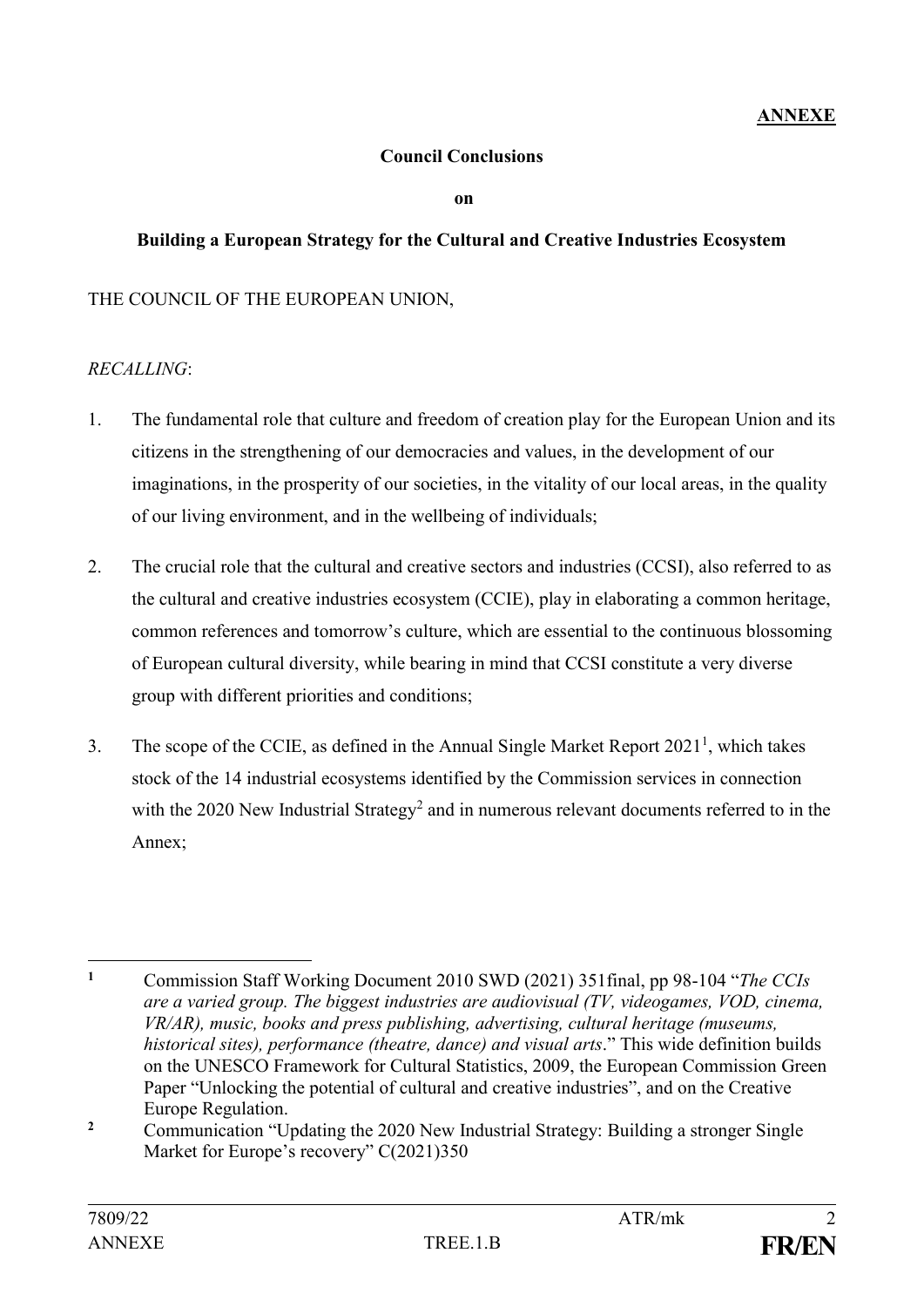**ANNEXE**

**Council Conclusions**

**on**

**Building a European Strategy for the Cultural and Creative Industries Ecosystem**

THE COUNCIL OF THE EUROPEAN UNION,

*RECALLING*:

1. The fundamental role that culture and freedom of creation play for the European Union and its citizens in the strengthening of our democracies and values, in the development of our imaginations, in the prosperity of our societies, in the vitality of our local areas, in the quality of our living environment, and in the wellbeing of individuals;

2. The crucial role that the cultural and creative sectors and industries (CCSI), also referred to as the cultural and creative industries ecosystem (CCIE), play in elaborating a common heritage, common references and tomorrow's culture, which are essential to the continuous blossoming of European cultural diversity, while bearing in mind that CCSI constitute a very diverse group with different priorities and conditions;

3. The scope of the CCIE, as defined in the Annual Single Market Report 2021[1], which takes stock of the 14 industrial ecosystems identified by the Commission services in connection with the 2020 New Industrial Strategy[2] and in numerous relevant documents referred to in the Annex;

---

[1] Commission Staff Working Document 2010 SWD (2021) 351final, pp 98-104 "*The CCIs are a varied group. The biggest industries are audiovisual (TV, videogames, VOD, cinema, VR/AR), music, books and press publishing, advertising, cultural heritage (museums, historical sites), performance (theatre, dance) and visual arts*." This wide definition builds on the UNESCO Framework for Cultural Statistics, 2009, the European Commission Green Paper "Unlocking the potential of cultural and creative industries", and on the Creative Europe Regulation.

[2] Communication "Updating the 2020 New Industrial Strategy: Building a stronger Single Market for Europe's recovery" C(2021)350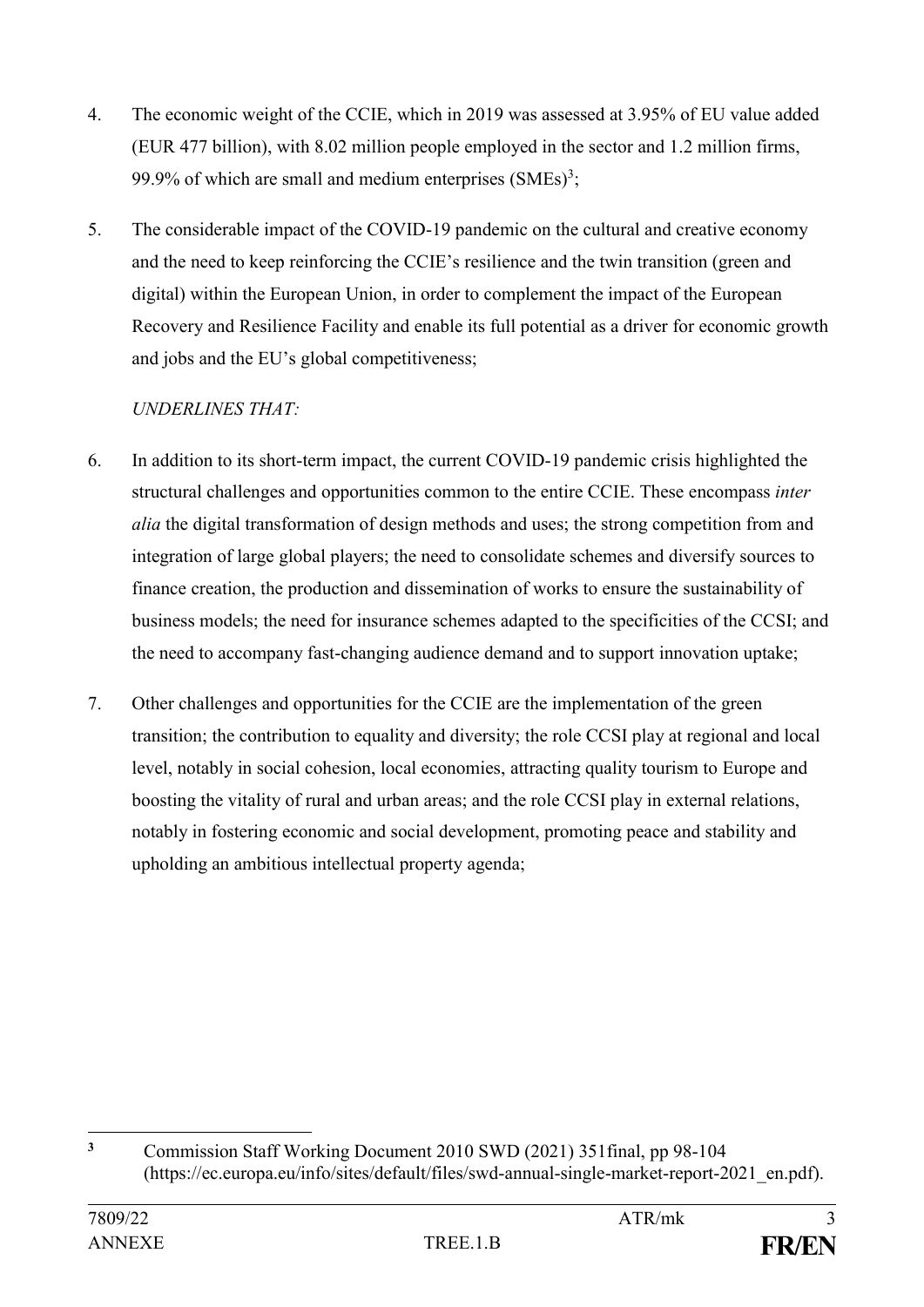4. The economic weight of the CCIE, which in 2019 was assessed at 3.95% of EU value added (EUR 477 billion), with 8.02 million people employed in the sector and 1.2 million firms, 99.9% of which are small and medium enterprises (SMEs)[3];

5. The considerable impact of the COVID-19 pandemic on the cultural and creative economy and the need to keep reinforcing the CCIE's resilience and the twin transition (green and digital) within the European Union, in order to complement the impact of the European Recovery and Resilience Facility and enable its full potential as a driver for economic growth and jobs and the EU's global competitiveness;

*UNDERLINES THAT:*

6. In addition to its short-term impact, the current COVID-19 pandemic crisis highlighted the structural challenges and opportunities common to the entire CCIE. These encompass *inter alia* the digital transformation of design methods and uses; the strong competition from and integration of large global players; the need to consolidate schemes and diversify sources to finance creation, the production and dissemination of works to ensure the sustainability of business models; the need for insurance schemes adapted to the specificities of the CCSI; and the need to accompany fast-changing audience demand and to support innovation uptake;

7. Other challenges and opportunities for the CCIE are the implementation of the green transition; the contribution to equality and diversity; the role CCSI play at regional and local level, notably in social cohesion, local economies, attracting quality tourism to Europe and boosting the vitality of rural and urban areas; and the role CCSI play in external relations, notably in fostering economic and social development, promoting peace and stability and upholding an ambitious intellectual property agenda;

---

[3] Commission Staff Working Document 2010 SWD (2021) 351final, pp 98-104 (https://ec.europa.eu/info/sites/default/files/swd-annual-single-market-report-2021_en.pdf).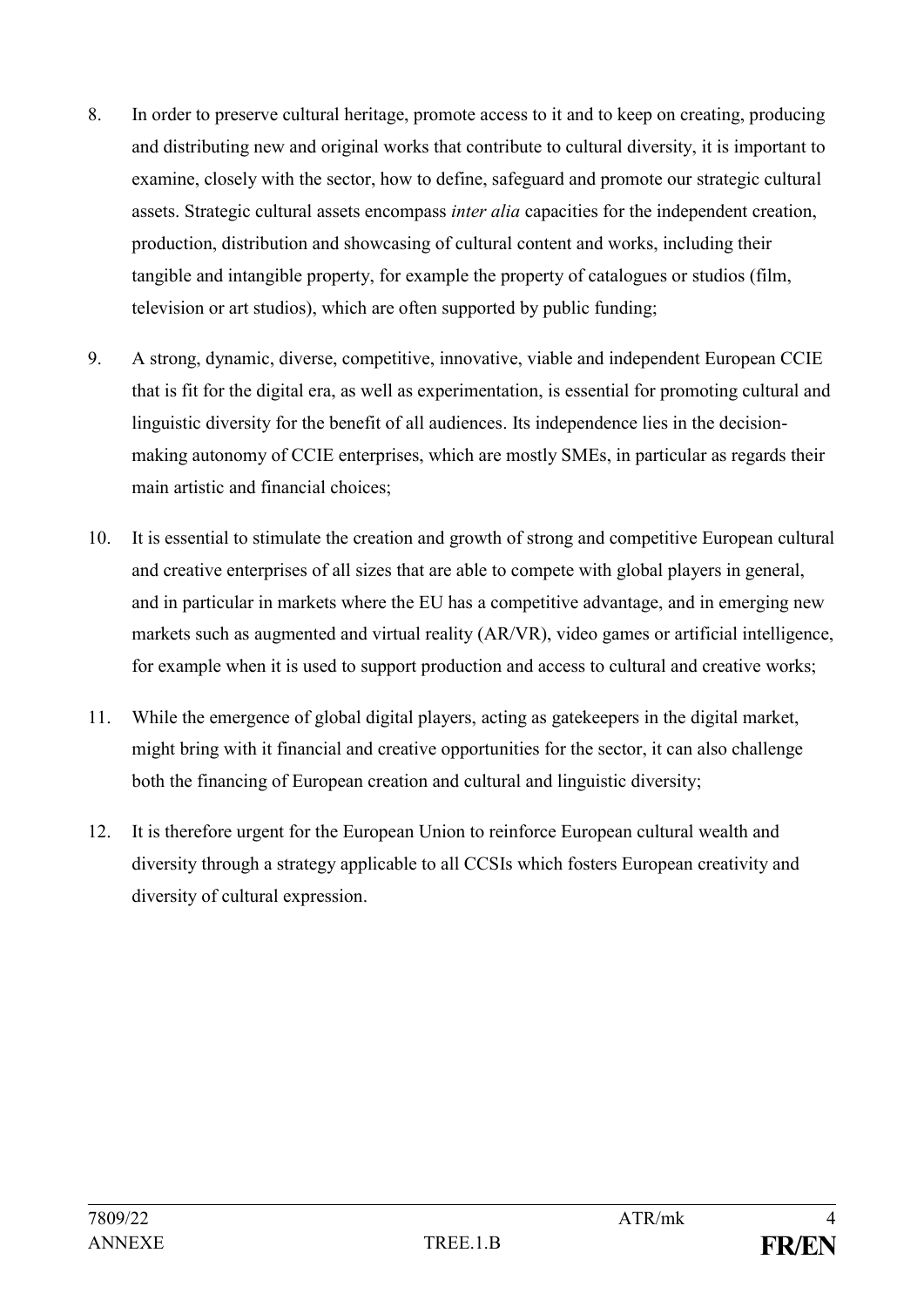8. In order to preserve cultural heritage, promote access to it and to keep on creating, producing and distributing new and original works that contribute to cultural diversity, it is important to examine, closely with the sector, how to define, safeguard and promote our strategic cultural assets. Strategic cultural assets encompass *inter alia* capacities for the independent creation, production, distribution and showcasing of cultural content and works, including their tangible and intangible property, for example the property of catalogues or studios (film, television or art studios), which are often supported by public funding;

9. A strong, dynamic, diverse, competitive, innovative, viable and independent European CCIE that is fit for the digital era, as well as experimentation, is essential for promoting cultural and linguistic diversity for the benefit of all audiences. Its independence lies in the decision-making autonomy of CCIE enterprises, which are mostly SMEs, in particular as regards their main artistic and financial choices;

10. It is essential to stimulate the creation and growth of strong and competitive European cultural and creative enterprises of all sizes that are able to compete with global players in general, and in particular in markets where the EU has a competitive advantage, and in emerging new markets such as augmented and virtual reality (AR/VR), video games or artificial intelligence, for example when it is used to support production and access to cultural and creative works;

11. While the emergence of global digital players, acting as gatekeepers in the digital market, might bring with it financial and creative opportunities for the sector, it can also challenge both the financing of European creation and cultural and linguistic diversity;

12. It is therefore urgent for the European Union to reinforce European cultural wealth and diversity through a strategy applicable to all CCSIs which fosters European creativity and diversity of cultural expression.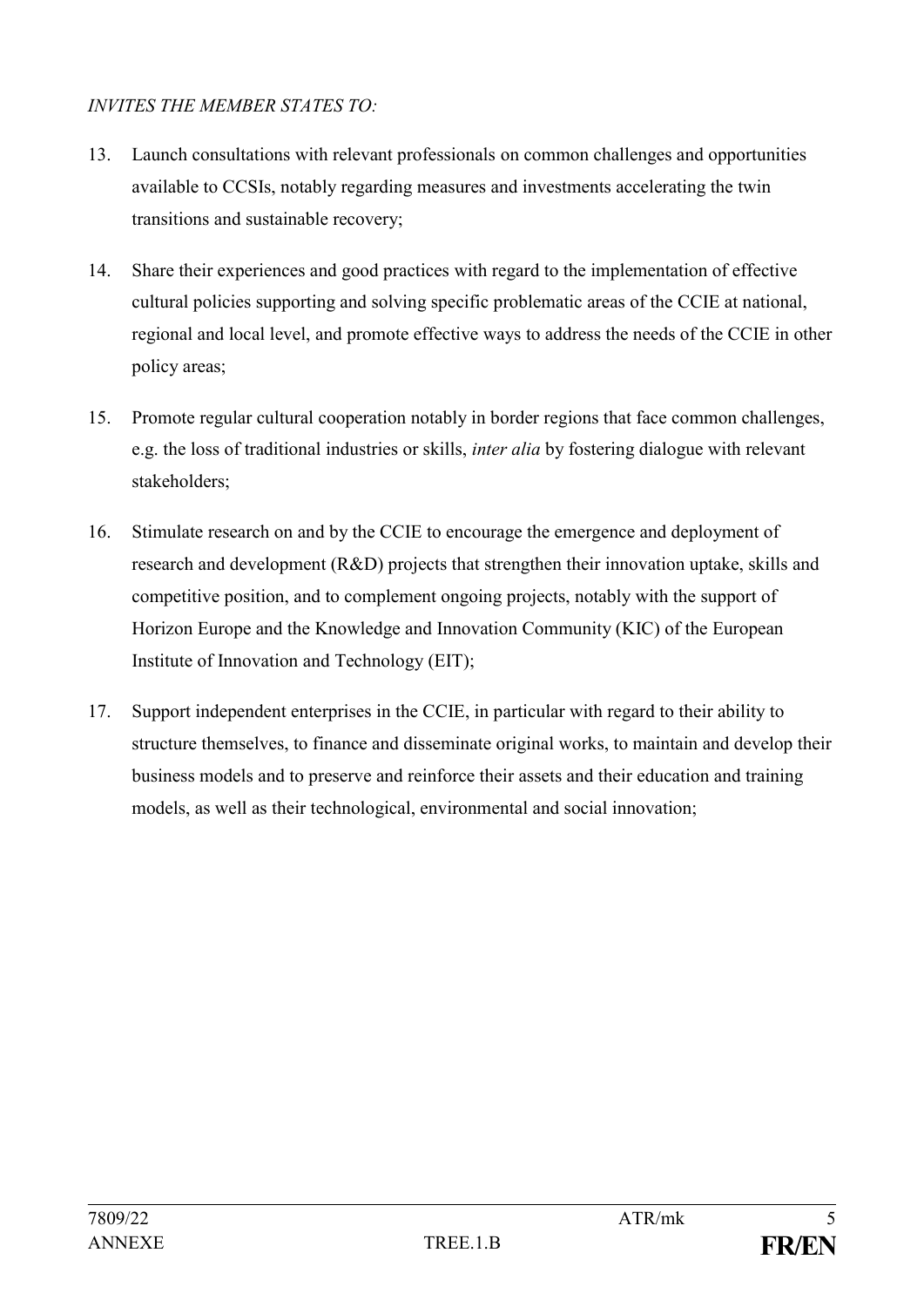*INVITES THE MEMBER STATES TO:*

13. Launch consultations with relevant professionals on common challenges and opportunities available to CCSIs, notably regarding measures and investments accelerating the twin transitions and sustainable recovery;

14. Share their experiences and good practices with regard to the implementation of effective cultural policies supporting and solving specific problematic areas of the CCIE at national, regional and local level, and promote effective ways to address the needs of the CCIE in other policy areas;

15. Promote regular cultural cooperation notably in border regions that face common challenges, e.g. the loss of traditional industries or skills, *inter alia* by fostering dialogue with relevant stakeholders;

16. Stimulate research on and by the CCIE to encourage the emergence and deployment of research and development (R&D) projects that strengthen their innovation uptake, skills and competitive position, and to complement ongoing projects, notably with the support of Horizon Europe and the Knowledge and Innovation Community (KIC) of the European Institute of Innovation and Technology (EIT);

17. Support independent enterprises in the CCIE, in particular with regard to their ability to structure themselves, to finance and disseminate original works, to maintain and develop their business models and to preserve and reinforce their assets and their education and training models, as well as their technological, environmental and social innovation;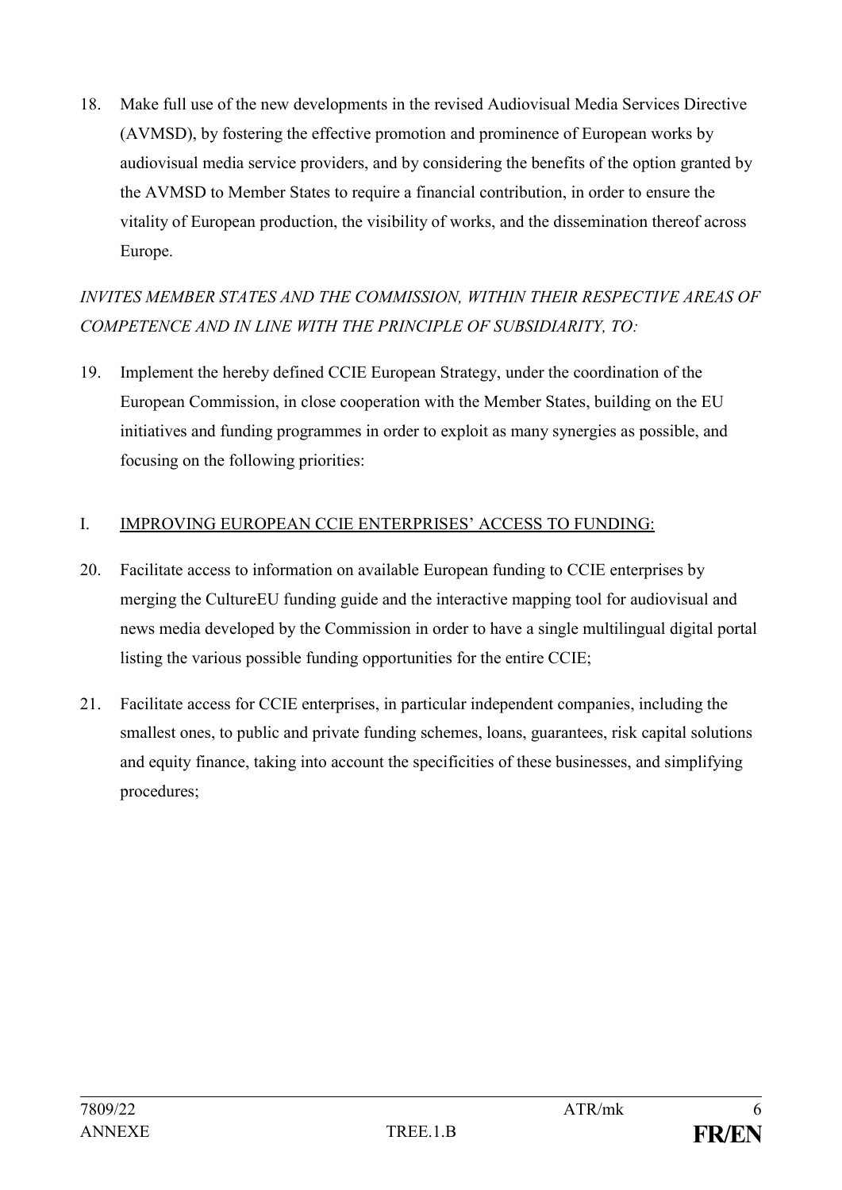18. Make full use of the new developments in the revised Audiovisual Media Services Directive (AVMSD), by fostering the effective promotion and prominence of European works by audiovisual media service providers, and by considering the benefits of the option granted by the AVMSD to Member States to require a financial contribution, in order to ensure the vitality of European production, the visibility of works, and the dissemination thereof across Europe.

*INVITES MEMBER STATES AND THE COMMISSION, WITHIN THEIR RESPECTIVE AREAS OF COMPETENCE AND IN LINE WITH THE PRINCIPLE OF SUBSIDIARITY, TO:*

19. Implement the hereby defined CCIE European Strategy, under the coordination of the European Commission, in close cooperation with the Member States, building on the EU initiatives and funding programmes in order to exploit as many synergies as possible, and focusing on the following priorities:

I. <u>IMPROVING EUROPEAN CCIE ENTERPRISES' ACCESS TO FUNDING:</u>

20. Facilitate access to information on available European funding to CCIE enterprises by merging the CultureEU funding guide and the interactive mapping tool for audiovisual and news media developed by the Commission in order to have a single multilingual digital portal listing the various possible funding opportunities for the entire CCIE;

21. Facilitate access for CCIE enterprises, in particular independent companies, including the smallest ones, to public and private funding schemes, loans, guarantees, risk capital solutions and equity finance, taking into account the specificities of these businesses, and simplifying procedures;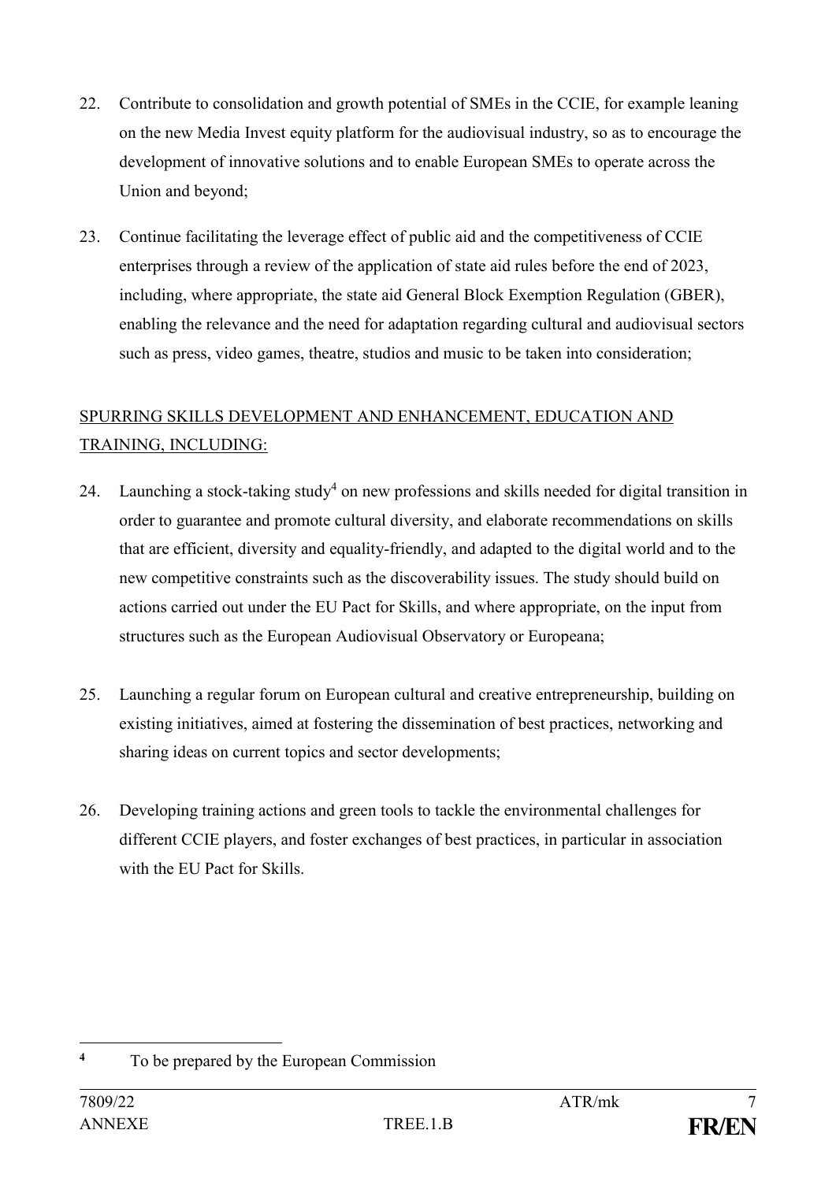22. Contribute to consolidation and growth potential of SMEs in the CCIE, for example leaning on the new Media Invest equity platform for the audiovisual industry, so as to encourage the development of innovative solutions and to enable European SMEs to operate across the Union and beyond;

23. Continue facilitating the leverage effect of public aid and the competitiveness of CCIE enterprises through a review of the application of state aid rules before the end of 2023, including, where appropriate, the state aid General Block Exemption Regulation (GBER), enabling the relevance and the need for adaptation regarding cultural and audiovisual sectors such as press, video games, theatre, studios and music to be taken into consideration;

SPURRING SKILLS DEVELOPMENT AND ENHANCEMENT, EDUCATION AND TRAINING, INCLUDING:

24. Launching a stock-taking study[4] on new professions and skills needed for digital transition in order to guarantee and promote cultural diversity, and elaborate recommendations on skills that are efficient, diversity and equality-friendly, and adapted to the digital world and to the new competitive constraints such as the discoverability issues. The study should build on actions carried out under the EU Pact for Skills, and where appropriate, on the input from structures such as the European Audiovisual Observatory or Europeana;

25. Launching a regular forum on European cultural and creative entrepreneurship, building on existing initiatives, aimed at fostering the dissemination of best practices, networking and sharing ideas on current topics and sector developments;

26. Developing training actions and green tools to tackle the environmental challenges for different CCIE players, and foster exchanges of best practices, in particular in association with the EU Pact for Skills.

---

[4] To be prepared by the European Commission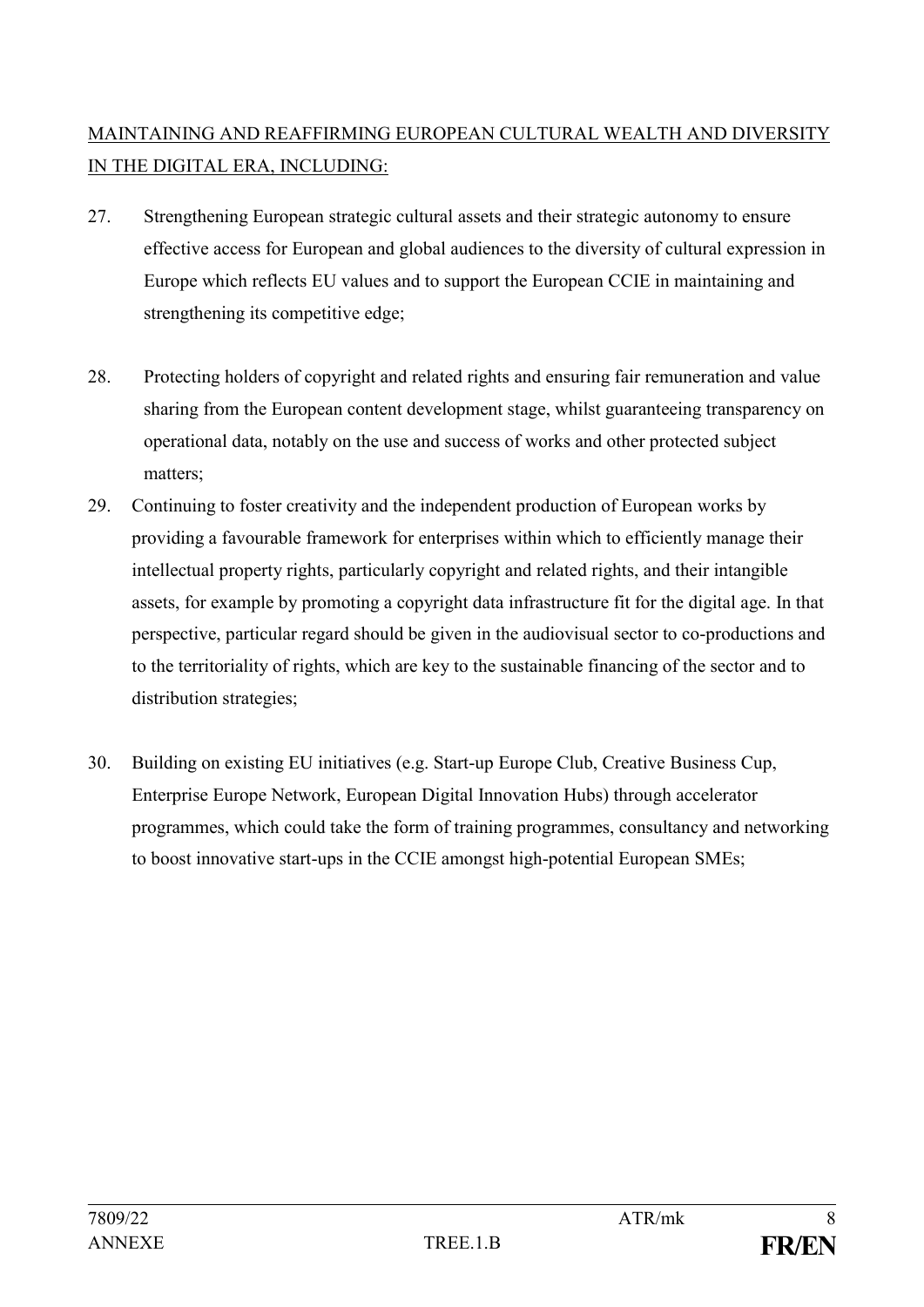MAINTAINING AND REAFFIRMING EUROPEAN CULTURAL WEALTH AND DIVERSITY IN THE DIGITAL ERA, INCLUDING:

27. Strengthening European strategic cultural assets and their strategic autonomy to ensure effective access for European and global audiences to the diversity of cultural expression in Europe which reflects EU values and to support the European CCIE in maintaining and strengthening its competitive edge;

28. Protecting holders of copyright and related rights and ensuring fair remuneration and value sharing from the European content development stage, whilst guaranteeing transparency on operational data, notably on the use and success of works and other protected subject matters;

29. Continuing to foster creativity and the independent production of European works by providing a favourable framework for enterprises within which to efficiently manage their intellectual property rights, particularly copyright and related rights, and their intangible assets, for example by promoting a copyright data infrastructure fit for the digital age. In that perspective, particular regard should be given in the audiovisual sector to co-productions and to the territoriality of rights, which are key to the sustainable financing of the sector and to distribution strategies;

30. Building on existing EU initiatives (e.g. Start-up Europe Club, Creative Business Cup, Enterprise Europe Network, European Digital Innovation Hubs) through accelerator programmes, which could take the form of training programmes, consultancy and networking to boost innovative start-ups in the CCIE amongst high-potential European SMEs;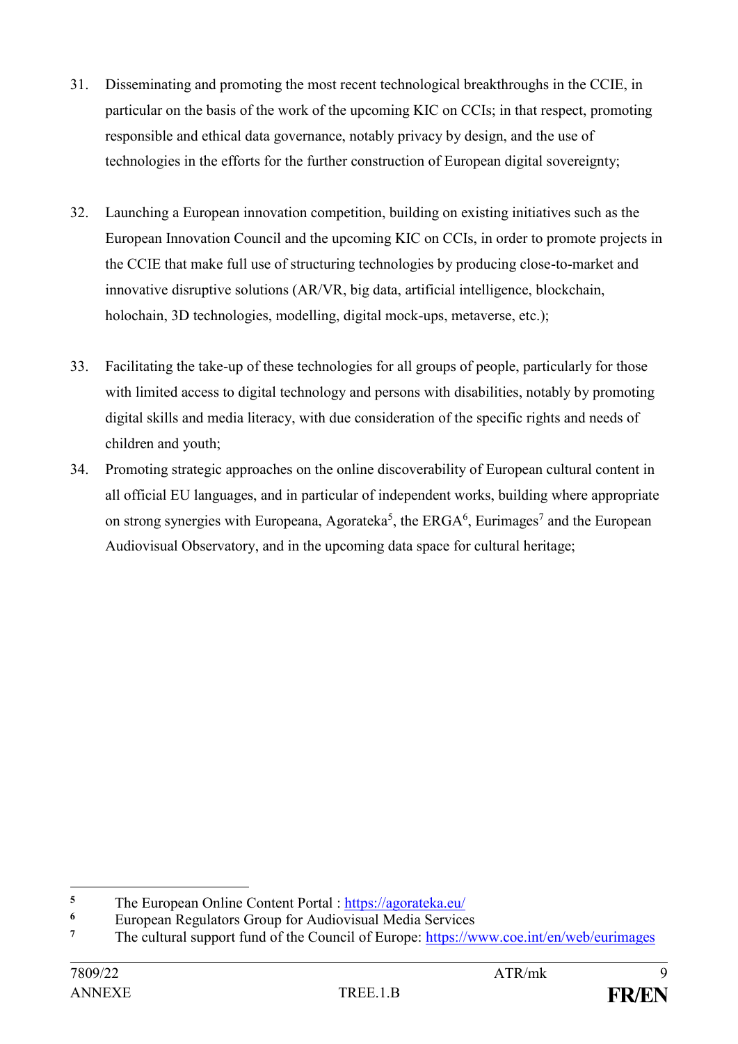31. Disseminating and promoting the most recent technological breakthroughs in the CCIE, in particular on the basis of the work of the upcoming KIC on CCIs; in that respect, promoting responsible and ethical data governance, notably privacy by design, and the use of technologies in the efforts for the further construction of European digital sovereignty;

32. Launching a European innovation competition, building on existing initiatives such as the European Innovation Council and the upcoming KIC on CCIs, in order to promote projects in the CCIE that make full use of structuring technologies by producing close-to-market and innovative disruptive solutions (AR/VR, big data, artificial intelligence, blockchain, holochain, 3D technologies, modelling, digital mock-ups, metaverse, etc.);

33. Facilitating the take-up of these technologies for all groups of people, particularly for those with limited access to digital technology and persons with disabilities, notably by promoting digital skills and media literacy, with due consideration of the specific rights and needs of children and youth;

34. Promoting strategic approaches on the online discoverability of European cultural content in all official EU languages, and in particular of independent works, building where appropriate on strong synergies with Europeana, Agorateka[5], the ERGA[6], Eurimages[7] and the European Audiovisual Observatory, and in the upcoming data space for cultural heritage;

---

[5] The European Online Content Portal : https://agorateka.eu/

[6] European Regulators Group for Audiovisual Media Services

[7] The cultural support fund of the Council of Europe: https://www.coe.int/en/web/eurimages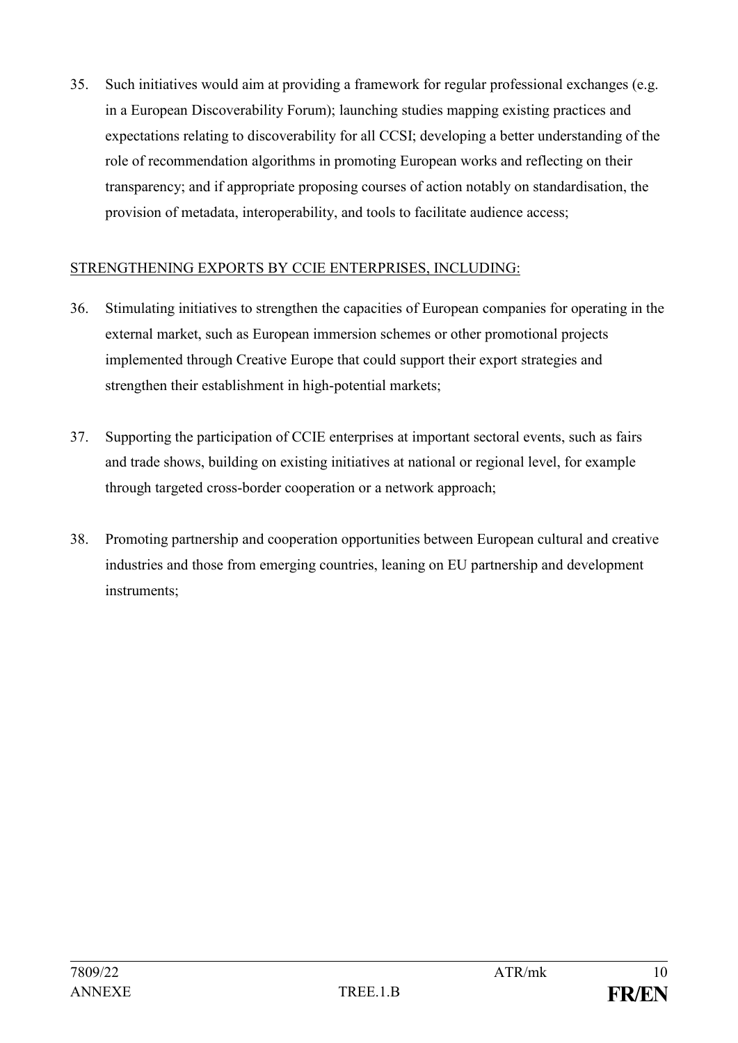35. Such initiatives would aim at providing a framework for regular professional exchanges (e.g. in a European Discoverability Forum); launching studies mapping existing practices and expectations relating to discoverability for all CCSI; developing a better understanding of the role of recommendation algorithms in promoting European works and reflecting on their transparency; and if appropriate proposing courses of action notably on standardisation, the provision of metadata, interoperability, and tools to facilitate audience access;

<u>STRENGTHENING EXPORTS BY CCIE ENTERPRISES, INCLUDING:</u>

36. Stimulating initiatives to strengthen the capacities of European companies for operating in the external market, such as European immersion schemes or other promotional projects implemented through Creative Europe that could support their export strategies and strengthen their establishment in high-potential markets;

37. Supporting the participation of CCIE enterprises at important sectoral events, such as fairs and trade shows, building on existing initiatives at national or regional level, for example through targeted cross-border cooperation or a network approach;

38. Promoting partnership and cooperation opportunities between European cultural and creative industries and those from emerging countries, leaning on EU partnership and development instruments;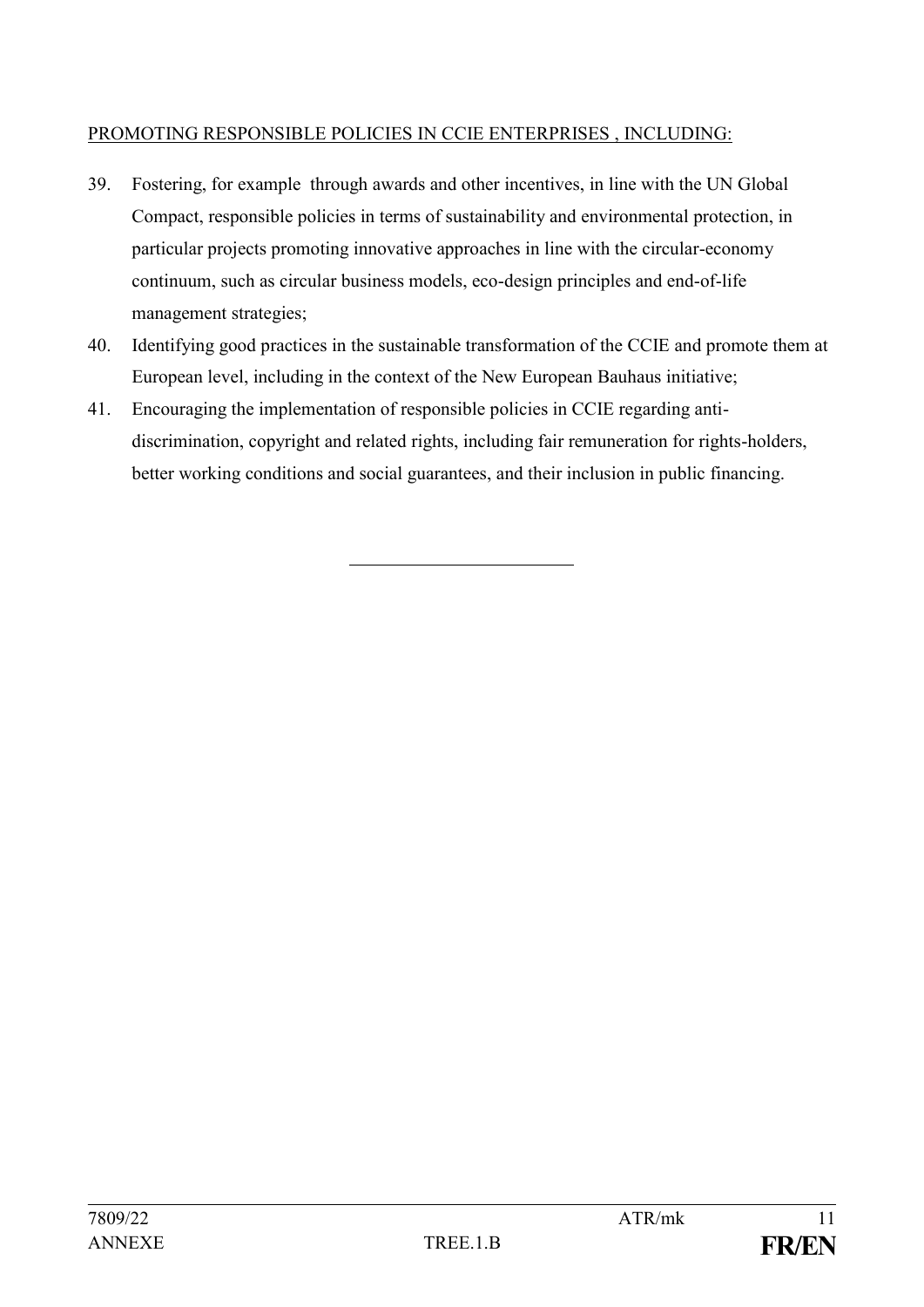PROMOTING RESPONSIBLE POLICIES IN CCIE ENTERPRISES , INCLUDING:

39. Fostering, for example through awards and other incentives, in line with the UN Global Compact, responsible policies in terms of sustainability and environmental protection, in particular projects promoting innovative approaches in line with the circular-economy continuum, such as circular business models, eco-design principles and end-of-life management strategies;
40. Identifying good practices in the sustainable transformation of the CCIE and promote them at European level, including in the context of the New European Bauhaus initiative;
41. Encouraging the implementation of responsible policies in CCIE regarding anti-discrimination, copyright and related rights, including fair remuneration for rights-holders, better working conditions and social guarantees, and their inclusion in public financing.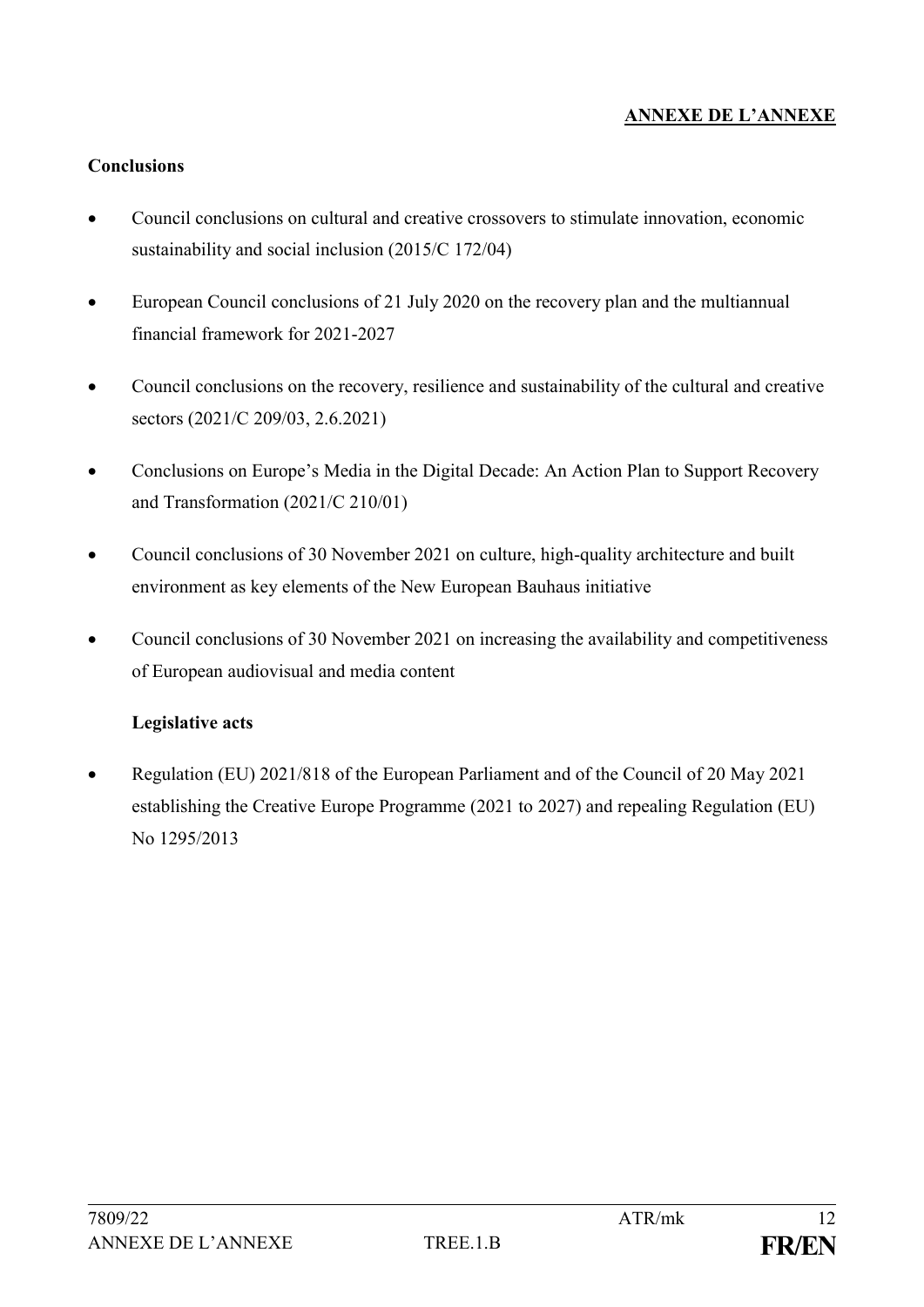**ANNEXE DE L'ANNEXE**

**Conclusions**

- Council conclusions on cultural and creative crossovers to stimulate innovation, economic sustainability and social inclusion (2015/C 172/04)
- European Council conclusions of 21 July 2020 on the recovery plan and the multiannual financial framework for 2021-2027
- Council conclusions on the recovery, resilience and sustainability of the cultural and creative sectors (2021/C 209/03, 2.6.2021)
- Conclusions on Europe's Media in the Digital Decade: An Action Plan to Support Recovery and Transformation (2021/C 210/01)
- Council conclusions of 30 November 2021 on culture, high-quality architecture and built environment as key elements of the New European Bauhaus initiative
- Council conclusions of 30 November 2021 on increasing the availability and competitiveness of European audiovisual and media content

**Legislative acts**

- Regulation (EU) 2021/818 of the European Parliament and of the Council of 20 May 2021 establishing the Creative Europe Programme (2021 to 2027) and repealing Regulation (EU) No 1295/2013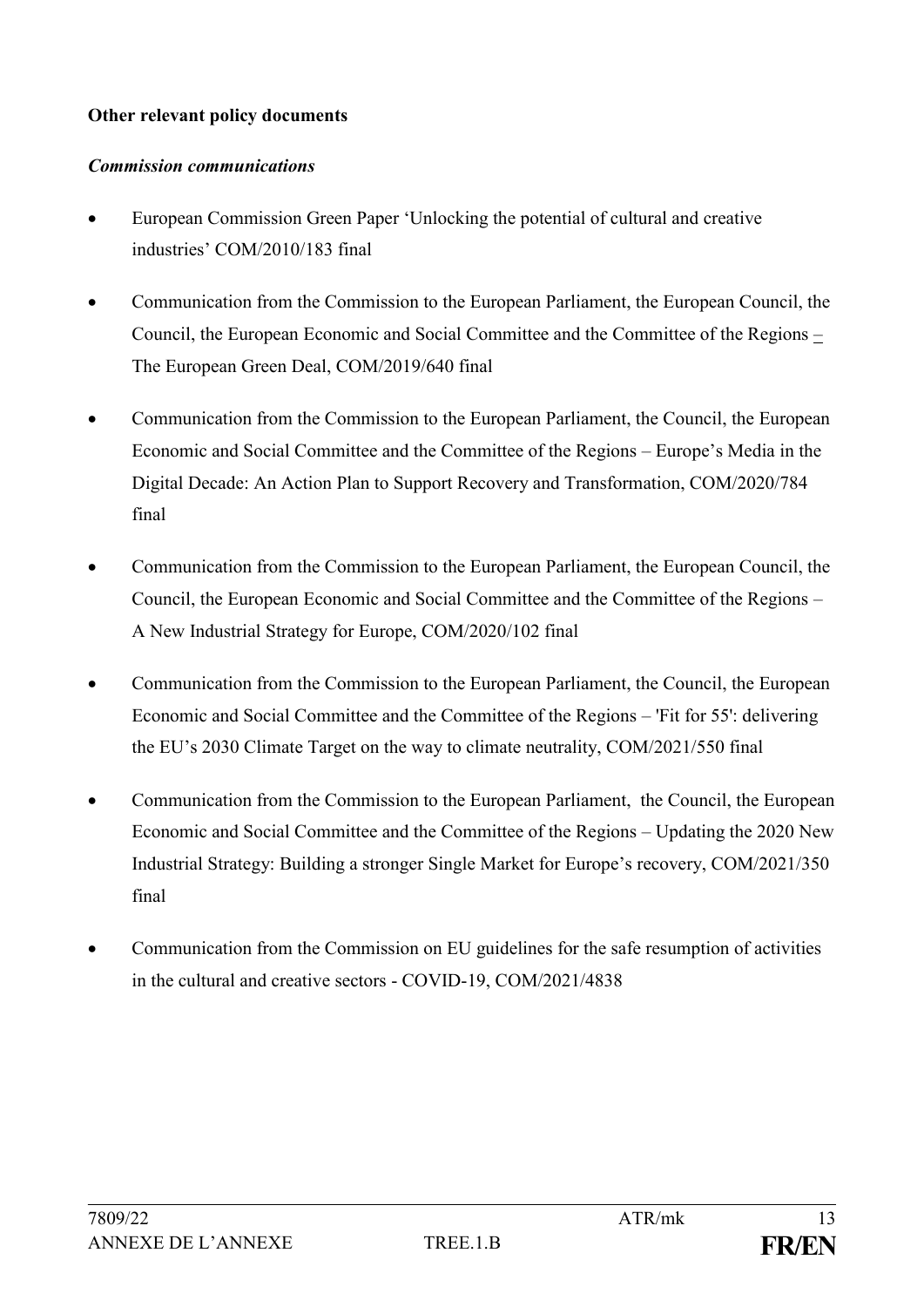**Other relevant policy documents**

***Commission communications***

- European Commission Green Paper 'Unlocking the potential of cultural and creative industries' COM/2010/183 final
- Communication from the Commission to the European Parliament, the European Council, the Council, the European Economic and Social Committee and the Committee of the Regions – The European Green Deal, COM/2019/640 final
- Communication from the Commission to the European Parliament, the Council, the European Economic and Social Committee and the Committee of the Regions – Europe's Media in the Digital Decade: An Action Plan to Support Recovery and Transformation, COM/2020/784 final
- Communication from the Commission to the European Parliament, the European Council, the Council, the European Economic and Social Committee and the Committee of the Regions – A New Industrial Strategy for Europe, COM/2020/102 final
- Communication from the Commission to the European Parliament, the Council, the European Economic and Social Committee and the Committee of the Regions – 'Fit for 55': delivering the EU's 2030 Climate Target on the way to climate neutrality, COM/2021/550 final
- Communication from the Commission to the European Parliament, the Council, the European Economic and Social Committee and the Committee of the Regions – Updating the 2020 New Industrial Strategy: Building a stronger Single Market for Europe's recovery, COM/2021/350 final
- Communication from the Commission on EU guidelines for the safe resumption of activities in the cultural and creative sectors - COVID-19, COM/2021/4838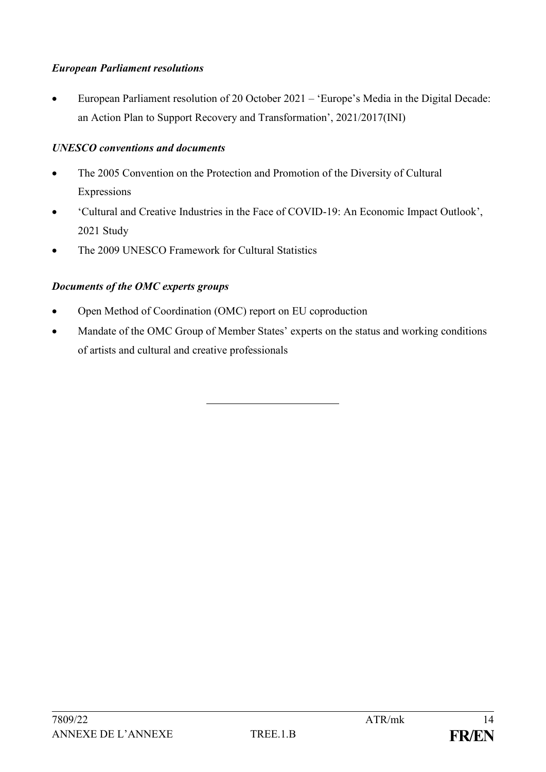***European Parliament resolutions***

- European Parliament resolution of 20 October 2021 – 'Europe's Media in the Digital Decade: an Action Plan to Support Recovery and Transformation', 2021/2017(INI)

***UNESCO conventions and documents***

- The 2005 Convention on the Protection and Promotion of the Diversity of Cultural Expressions
- 'Cultural and Creative Industries in the Face of COVID-19: An Economic Impact Outlook', 2021 Study
- The 2009 UNESCO Framework for Cultural Statistics

***Documents of the OMC experts groups***

- Open Method of Coordination (OMC) report on EU coproduction
- Mandate of the OMC Group of Member States' experts on the status and working conditions of artists and cultural and creative professionals